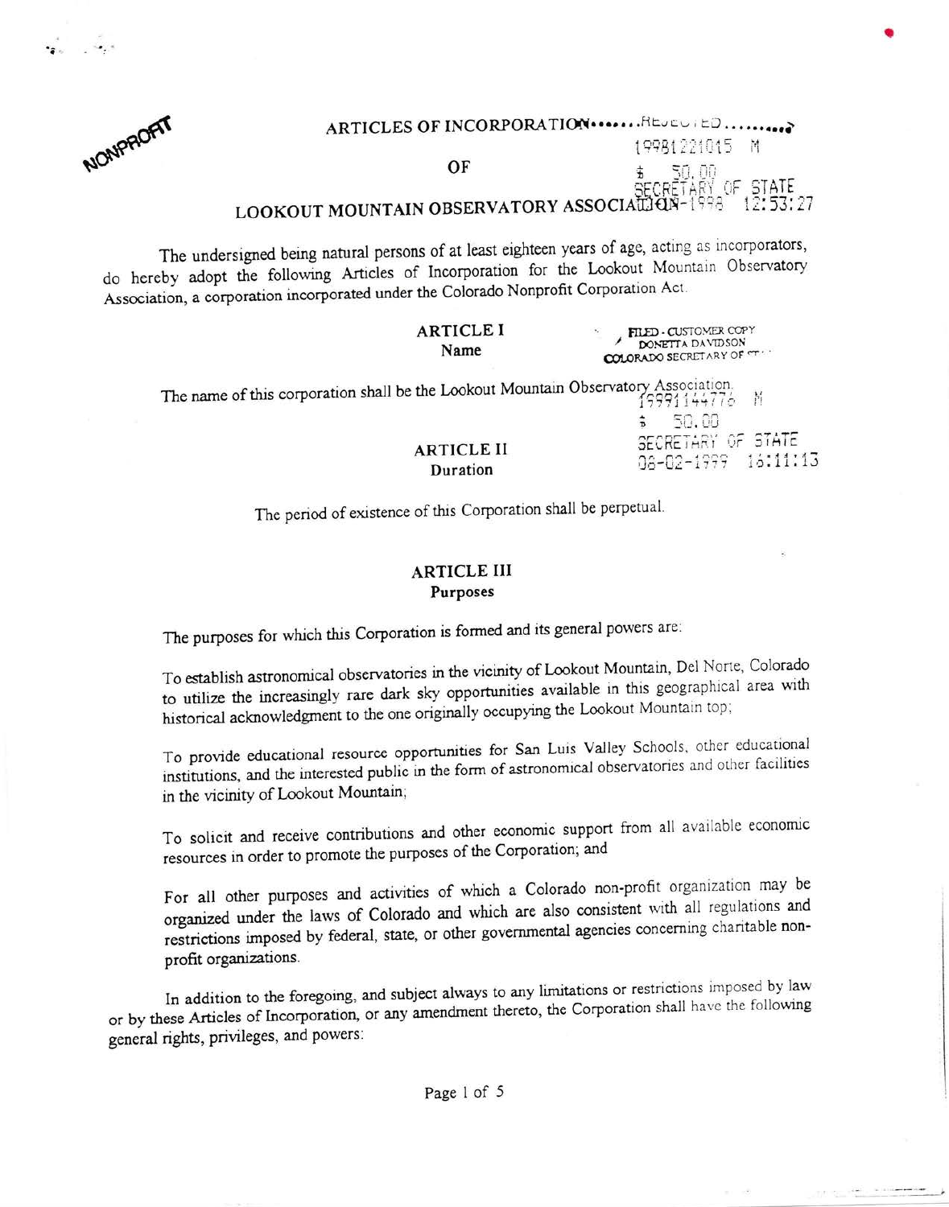NONPROFIT

# ARTICLES OF INCORPORATION OF LOOKOUT MOUNTAIN OBSERVATORY ASSOCIATION

REJECTED
19981221015 M
$ 50.00
SECRETARY OF STATE
-1998 12:53:27

The undersigned being natural persons of at least eighteen years of age, acting as incorporators, do hereby adopt the following Articles of Incorporation for the Lookout Mountain Observatory Association, a corporation incorporated under the Colorado Nonprofit Corporation Act.

FILED - CUSTOMER COPY
DONETTA DAVIDSON
COLORADO SECRETARY OF ST...

## ARTICLE I
### Name

The name of this corporation shall be the Lookout Mountain Observatory Association.

19991144776 M
$ 50.00
SECRETARY OF STATE
08-02-1999 16:11:13

## ARTICLE II
### Duration

The period of existence of this Corporation shall be perpetual.

## ARTICLE III
### Purposes

The purposes for which this Corporation is formed and its general powers are:

To establish astronomical observatories in the vicinity of Lookout Mountain, Del Norte, Colorado to utilize the increasingly rare dark sky opportunities available in this geographical area with historical acknowledgment to the one originally occupying the Lookout Mountain top;

To provide educational resource opportunities for San Luis Valley Schools, other educational institutions, and the interested public in the form of astronomical observatories and other facilities in the vicinity of Lookout Mountain;

To solicit and receive contributions and other economic support from all available economic resources in order to promote the purposes of the Corporation; and

For all other purposes and activities of which a Colorado non-profit organization may be organized under the laws of Colorado and which are also consistent with all regulations and restrictions imposed by federal, state, or other governmental agencies concerning charitable non-profit organizations.

In addition to the foregoing, and subject always to any limitations or restrictions imposed by law or by these Articles of Incorporation, or any amendment thereto, the Corporation shall have the following general rights, privileges, and powers: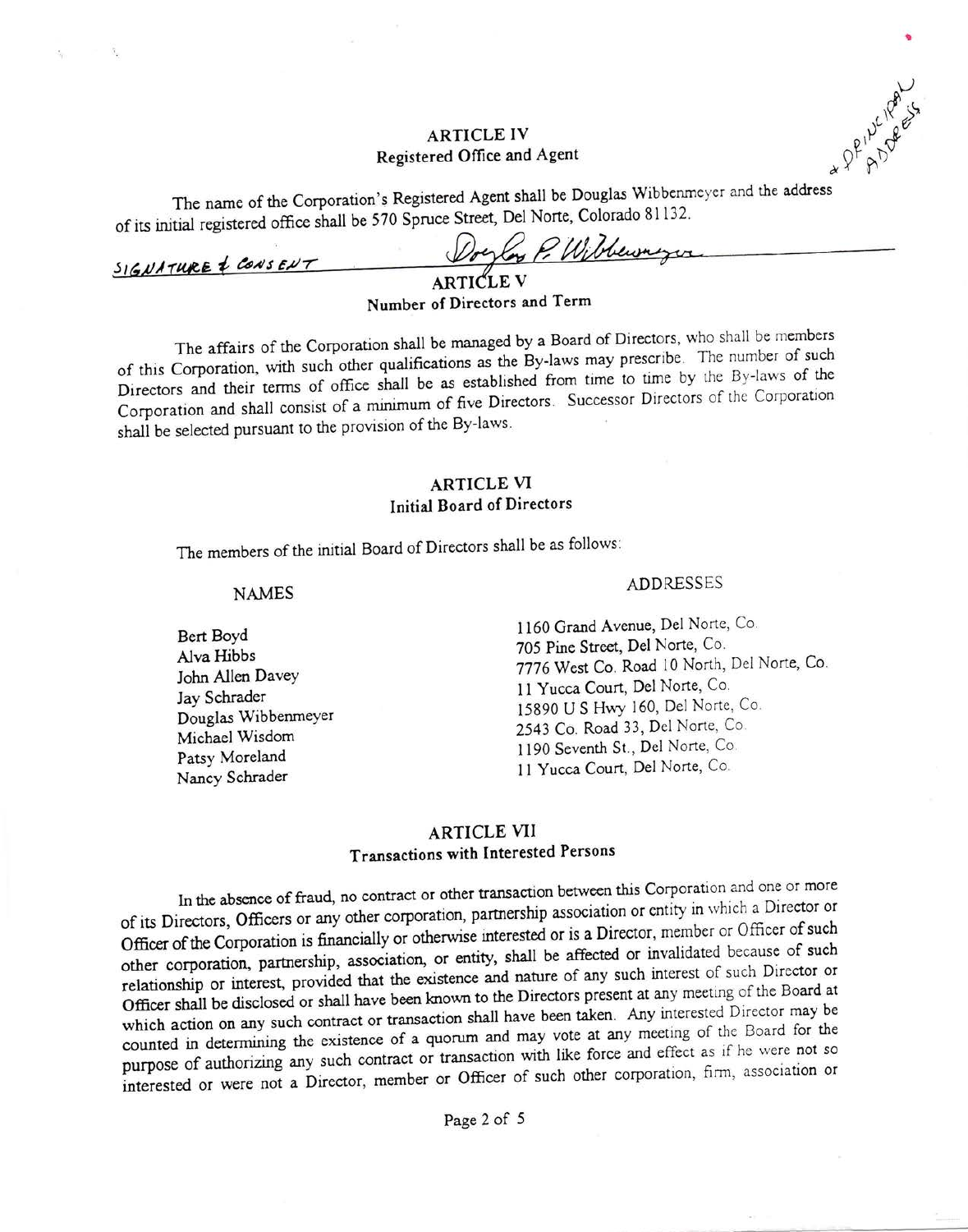## ARTICLE IV
### Registered Office and Agent

& PRINCIPAL ADDRESS

The name of the Corporation's Registered Agent shall be Douglas Wibbenmeyer and the address of its initial registered office shall be 570 Spruce Street, Del Norte, Colorado 81132.

SIGNATURE & CONSENT ______ Douglas P. Wibbenmeyer

## ARTICLE V
### Number of Directors and Term

The affairs of the Corporation shall be managed by a Board of Directors, who shall be members of this Corporation, with such other qualifications as the By-laws may prescribe. The number of such Directors and their terms of office shall be as established from time to time by the By-laws of the Corporation and shall consist of a minimum of five Directors. Successor Directors of the Corporation shall be selected pursuant to the provision of the By-laws.

## ARTICLE VI
### Initial Board of Directors

The members of the initial Board of Directors shall be as follows:

| NAMES | ADDRESSES |
|---|---|
| Bert Boyd | 1160 Grand Avenue, Del Norte, Co. |
| Alva Hibbs | 705 Pine Street, Del Norte, Co. |
| John Allen Davey | 7776 West Co. Road 10 North, Del Norte, Co. |
| Jay Schrader | 11 Yucca Court, Del Norte, Co. |
| Douglas Wibbenmeyer | 15890 U S Hwy 160, Del Norte, Co. |
| Michael Wisdom | 2543 Co. Road 33, Del Norte, Co. |
| Patsy Moreland | 1190 Seventh St., Del Norte, Co. |
| Nancy Schrader | 11 Yucca Court, Del Norte, Co. |

## ARTICLE VII
### Transactions with Interested Persons

In the absence of fraud, no contract or other transaction between this Corporation and one or more of its Directors, Officers or any other corporation, partnership association or entity in which a Director or Officer of the Corporation is financially or otherwise interested or is a Director, member or Officer of such other corporation, partnership, association, or entity, shall be affected or invalidated because of such relationship or interest, provided that the existence and nature of any such interest of such Director or Officer shall be disclosed or shall have been known to the Directors present at any meeting of the Board at which action on any such contract or transaction shall have been taken. Any interested Director may be counted in determining the existence of a quorum and may vote at any meeting of the Board for the purpose of authorizing any such contract or transaction with like force and effect as if he were not so interested or were not a Director, member or Officer of such other corporation, firm, association or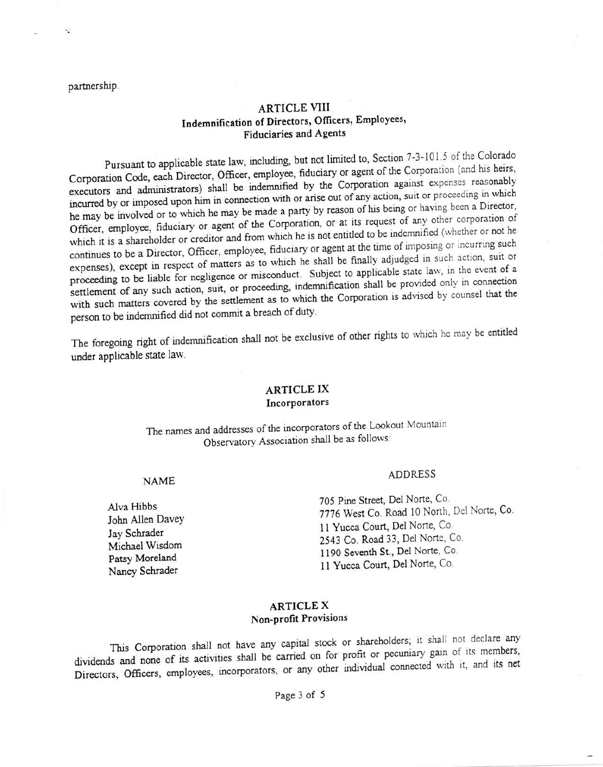partnership.

## ARTICLE VIII
### Indemnification of Directors, Officers, Employees, Fiduciaries and Agents

Pursuant to applicable state law, including, but not limited to, Section 7-3-101.5 of the Colorado Corporation Code, each Director, Officer, employee, fiduciary or agent of the Corporation (and his heirs, executors and administrators) shall be indemnified by the Corporation against expenses reasonably incurred by or imposed upon him in connection with or arise out of any action, suit or proceeding in which he may be involved or to which he may be made a party by reason of his being or having been a Director, Officer, employee, fiduciary or agent of the Corporation, or at its request of any other corporation of which it is a shareholder or creditor and from which he is not entitled to be indemnified (whether or not he continues to be a Director, Officer, employee, fiduciary or agent at the time of imposing or incurring such expenses), except in respect of matters as to which he shall be finally adjudged in such action, suit or proceeding to be liable for negligence or misconduct. Subject to applicable state law, in the event of a settlement of any such action, suit, or proceeding, indemnification shall be provided only in connection with such matters covered by the settlement as to which the Corporation is advised by counsel that the person to be indemnified did not commit a breach of duty.

The foregoing right of indemnification shall not be exclusive of other rights to which he may be entitled under applicable state law.

## ARTICLE IX
### Incorporators

The names and addresses of the incorporators of the Lookout Mountain Observatory Association shall be as follows:

| NAME | ADDRESS |
|---|---|
| Alva Hibbs | 705 Pine Street, Del Norte, Co. |
| John Allen Davey | 7776 West Co. Road 10 North, Del Norte, Co. |
| Jay Schrader | 11 Yucca Court, Del Norte, Co. |
| Michael Wisdom | 2543 Co. Road 33, Del Norte, Co. |
| Patsy Moreland | 1190 Seventh St., Del Norte, Co. |
| Nancy Schrader | 11 Yucca Court, Del Norte, Co. |

## ARTICLE X
### Non-profit Provisions

This Corporation shall not have any capital stock or shareholders; it shall not declare any dividends and none of its activities shall be carried on for profit or pecuniary gain of its members, Directors, Officers, employees, incorporators, or any other individual connected with it, and its net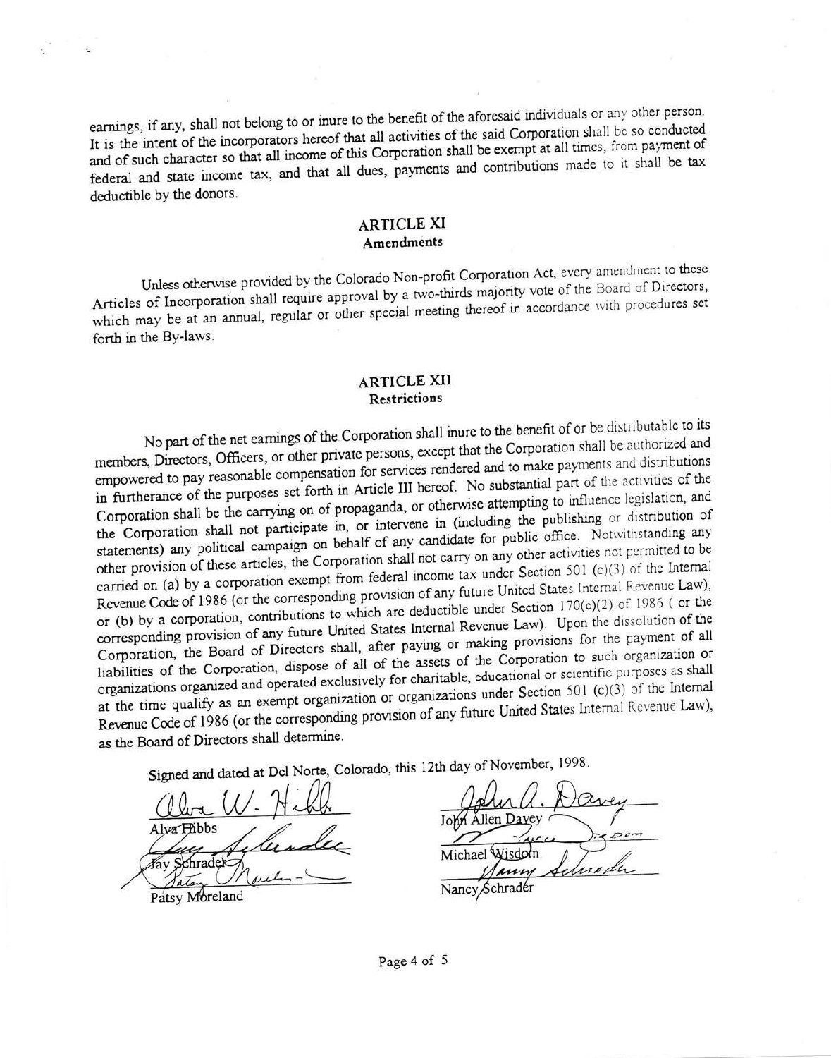earnings, if any, shall not belong to or inure to the benefit of the aforesaid individuals or any other person. It is the intent of the incorporators hereof that all activities of the said Corporation shall be so conducted and of such character so that all income of this Corporation shall be exempt at all times, from payment of federal and state income tax, and that all dues, payments and contributions made to it shall be tax deductible by the donors.

## ARTICLE XI
### Amendments

Unless otherwise provided by the Colorado Non-profit Corporation Act, every amendment to these Articles of Incorporation shall require approval by a two-thirds majority vote of the Board of Directors, which may be at an annual, regular or other special meeting thereof in accordance with procedures set forth in the By-laws.

## ARTICLE XII
### Restrictions

No part of the net earnings of the Corporation shall inure to the benefit of or be distributable to its members, Directors, Officers, or other private persons, except that the Corporation shall be authorized and empowered to pay reasonable compensation for services rendered and to make payments and distributions in furtherance of the purposes set forth in Article III hereof. No substantial part of the activities of the Corporation shall be the carrying on of propaganda, or otherwise attempting to influence legislation, and the Corporation shall not participate in, or intervene in (including the publishing or distribution of statements) any political campaign on behalf of any candidate for public office. Notwithstanding any other provision of these articles, the Corporation shall not carry on any other activities not permitted to be carried on (a) by a corporation exempt from federal income tax under Section 501 (c)(3) of the Internal Revenue Code of 1986 (or the corresponding provision of any future United States Internal Revenue Law), or (b) by a corporation, contributions to which are deductible under Section 170(c)(2) of 1986 ( or the corresponding provision of any future United States Internal Revenue Law). Upon the dissolution of the Corporation, the Board of Directors shall, after paying or making provisions for the payment of all liabilities of the Corporation, dispose of all of the assets of the Corporation to such organization or organizations organized and operated exclusively for charitable, educational or scientific purposes as shall at the time qualify as an exempt organization or organizations under Section 501 (c)(3) of the Internal Revenue Code of 1986 (or the corresponding provision of any future United States Internal Revenue Law), as the Board of Directors shall determine.

Signed and dated at Del Norte, Colorado, this 12th day of November, 1998.

Alva Hibbs

Jay Schrader

Patsy Moreland

John Allen Davey

Michael Wisdom

Nancy Schrader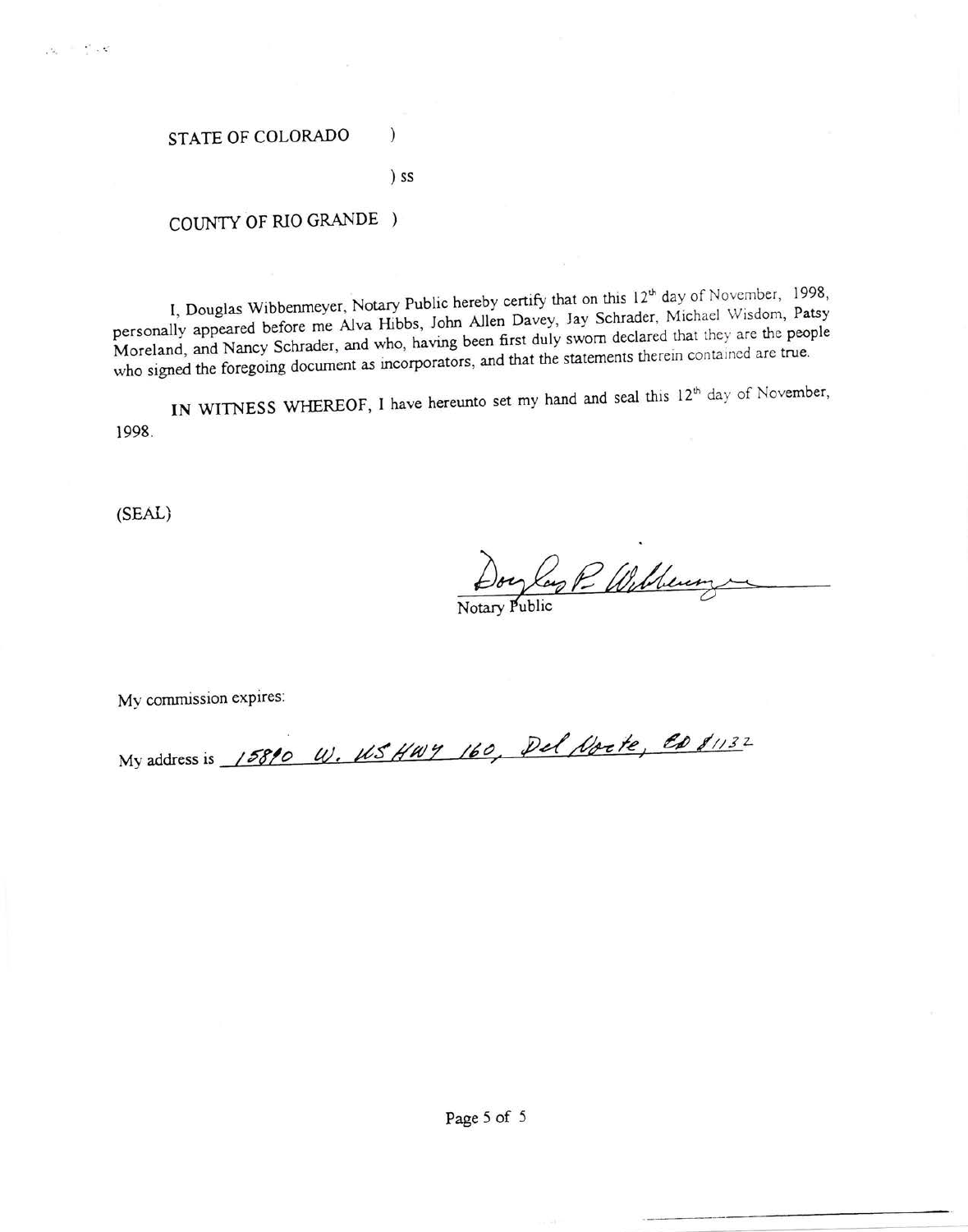STATE OF COLORADO )

) ss

COUNTY OF RIO GRANDE )

I, Douglas Wibbenmeyer, Notary Public hereby certify that on this 12th day of November, 1998, personally appeared before me Alva Hibbs, John Allen Davey, Jay Schrader, Michael Wisdom, Patsy Moreland, and Nancy Schrader, and who, having been first duly sworn declared that they are the people who signed the foregoing document as incorporators, and that the statements therein contained are true.

**IN WITNESS WHEREOF**, I have hereunto set my hand and seal this 12th day of November, 1998.

(SEAL)

Douglas P. Wibbenmeyer

Notary Public

My commission expires:

My address is 15810 W. US HWY 160, Del Norte, CO 81132